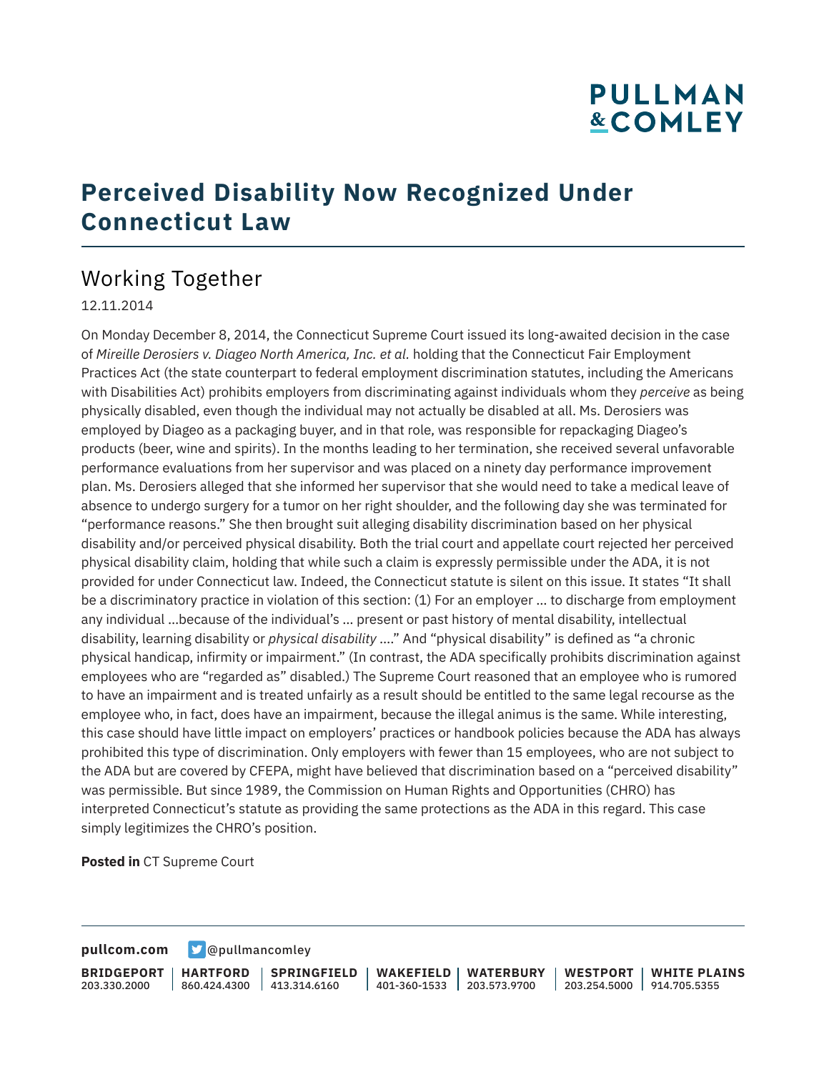# Perceived Disability Now Recognized Under Connecticut Law

## Working Together

12.11.2014

On Monday December 8, 2014, the Connecticut Supreme Court issued its long-awaited decision in the case of *Mireille Derosiers v. Diageo North America, Inc. et al.* holding that the Connecticut Fair Employment Practices Act (the state counterpart to federal employment discrimination statutes, including the Americans with Disabilities Act) prohibits employers from discriminating against individuals whom they *perceive* as being physically disabled, even though the individual may not actually be disabled at all. Ms. Derosiers was employed by Diageo as a packaging buyer, and in that role, was responsible for repackaging Diageo's products (beer, wine and spirits). In the months leading to her termination, she received several unfavorable performance evaluations from her supervisor and was placed on a ninety day performance improvement plan. Ms. Derosiers alleged that she informed her supervisor that she would need to take a medical leave of absence to undergo surgery for a tumor on her right shoulder, and the following day she was terminated for "performance reasons." She then brought suit alleging disability discrimination based on her physical disability and/or perceived physical disability. Both the trial court and appellate court rejected her perceived physical disability claim, holding that while such a claim is expressly permissible under the ADA, it is not provided for under Connecticut law. Indeed, the Connecticut statute is silent on this issue. It states "It shall be a discriminatory practice in violation of this section: (1) For an employer ... to discharge from employment any individual ...because of the individual's ... present or past history of mental disability, intellectual disability, learning disability or *physical disability* ...." And "physical disability" is defined as "a chronic physical handicap, infirmity or impairment." (In contrast, the ADA specifically prohibits discrimination against employees who are "regarded as" disabled.) The Supreme Court reasoned that an employee who is rumored to have an impairment and is treated unfairly as a result should be entitled to the same legal recourse as the employee who, in fact, does have an impairment, because the illegal animus is the same. While interesting, this case should have little impact on employers' practices or handbook policies because the ADA has always prohibited this type of discrimination. Only employers with fewer than 15 employees, who are not subject to the ADA but are covered by CFEPA, might have believed that discrimination based on a "perceived disability" was permissible. But since 1989, the Commission on Human Rights and Opportunities (CHRO) has interpreted Connecticut's statute as providing the same protections as the ADA in this regard. This case simply legitimizes the CHRO's position.

**Posted in** CT Supreme Court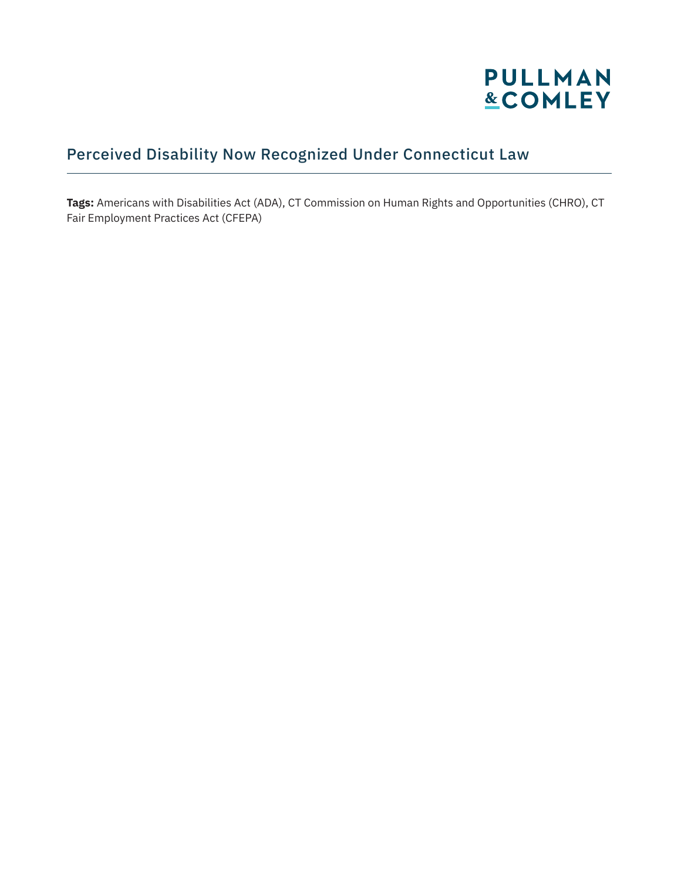# Perceived Disability Now Recognized Under Connecticut Law

**Tags:** Americans with Disabilities Act (ADA), CT Commission on Human Rights and Opportunities (CHRO), CT Fair Employment Practices Act (CFEPA)